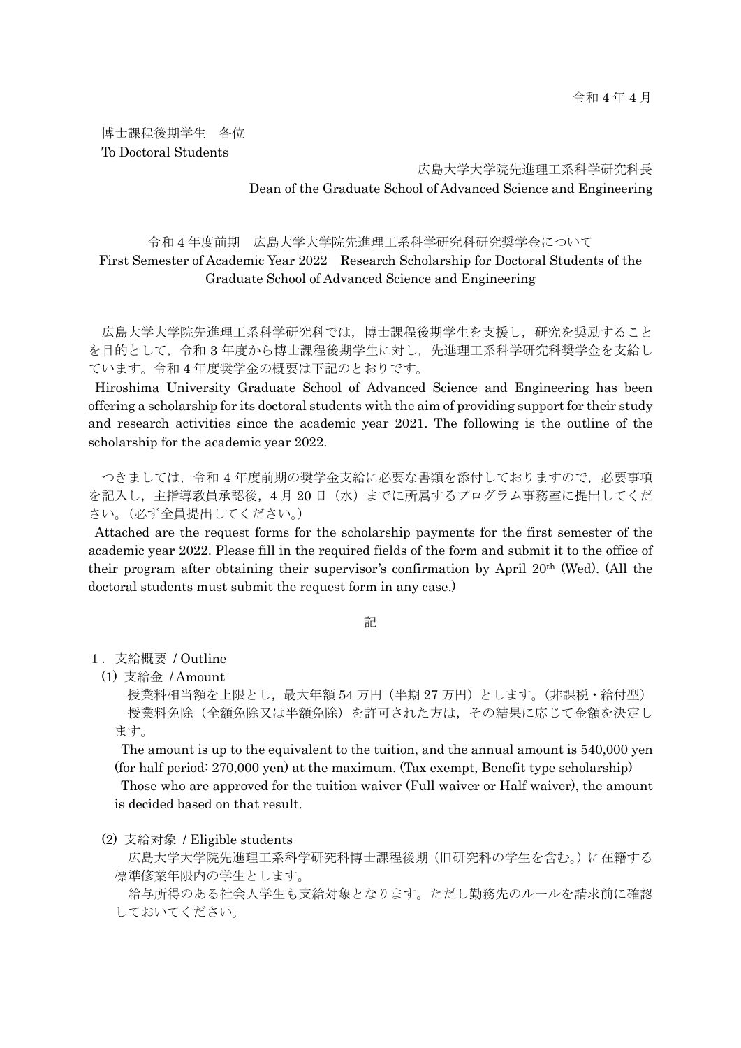令和 4 年 4 月

博士課程後期学生　各位
To Doctoral Students

広島大学大学院先進理工系科学研究科長
Dean of the Graduate School of Advanced Science and Engineering

## 令和 4 年度前期　広島大学大学院先進理工系科学研究科研究奨学金について
## First Semester of Academic Year 2022　Research Scholarship for Doctoral Students of the Graduate School of Advanced Science and Engineering

広島大学大学院先進理工系科学研究科では，博士課程後期学生を支援し，研究を奨励することを目的として，令和 3 年度から博士課程後期学生に対し，先進理工系科学研究科奨学金を支給しています。令和 4 年度奨学金の概要は下記のとおりです。

Hiroshima University Graduate School of Advanced Science and Engineering has been offering a scholarship for its doctoral students with the aim of providing support for their study and research activities since the academic year 2021. The following is the outline of the scholarship for the academic year 2022.

つきましては，令和 4 年度前期の奨学金支給に必要な書類を添付しておりますので，必要事項を記入し，主指導教員承認後，4 月 20 日（水）までに所属するプログラム事務室に提出してください。（必ず全員提出してください。）

Attached are the request forms for the scholarship payments for the first semester of the academic year 2022. Please fill in the required fields of the form and submit it to the office of their program after obtaining their supervisor's confirmation by April 20th (Wed). (All the doctoral students must submit the request form in any case.)

記

1．支給概要 / Outline

(1) 支給金 / Amount

授業料相当額を上限とし，最大年額 54 万円（半期 27 万円）とします。（非課税・給付型）

授業料免除（全額免除又は半額免除）を許可された方は，その結果に応じて金額を決定します。

The amount is up to the equivalent to the tuition, and the annual amount is 540,000 yen (for half period: 270,000 yen) at the maximum. (Tax exempt, Benefit type scholarship)

Those who are approved for the tuition waiver (Full waiver or Half waiver), the amount is decided based on that result.

(2) 支給対象 / Eligible students

広島大学大学院先進理工系科学研究科博士課程後期（旧研究科の学生を含む。）に在籍する標準修業年限内の学生とします。

給与所得のある社会人学生も支給対象となります。ただし勤務先のルールを請求前に確認しておいてください。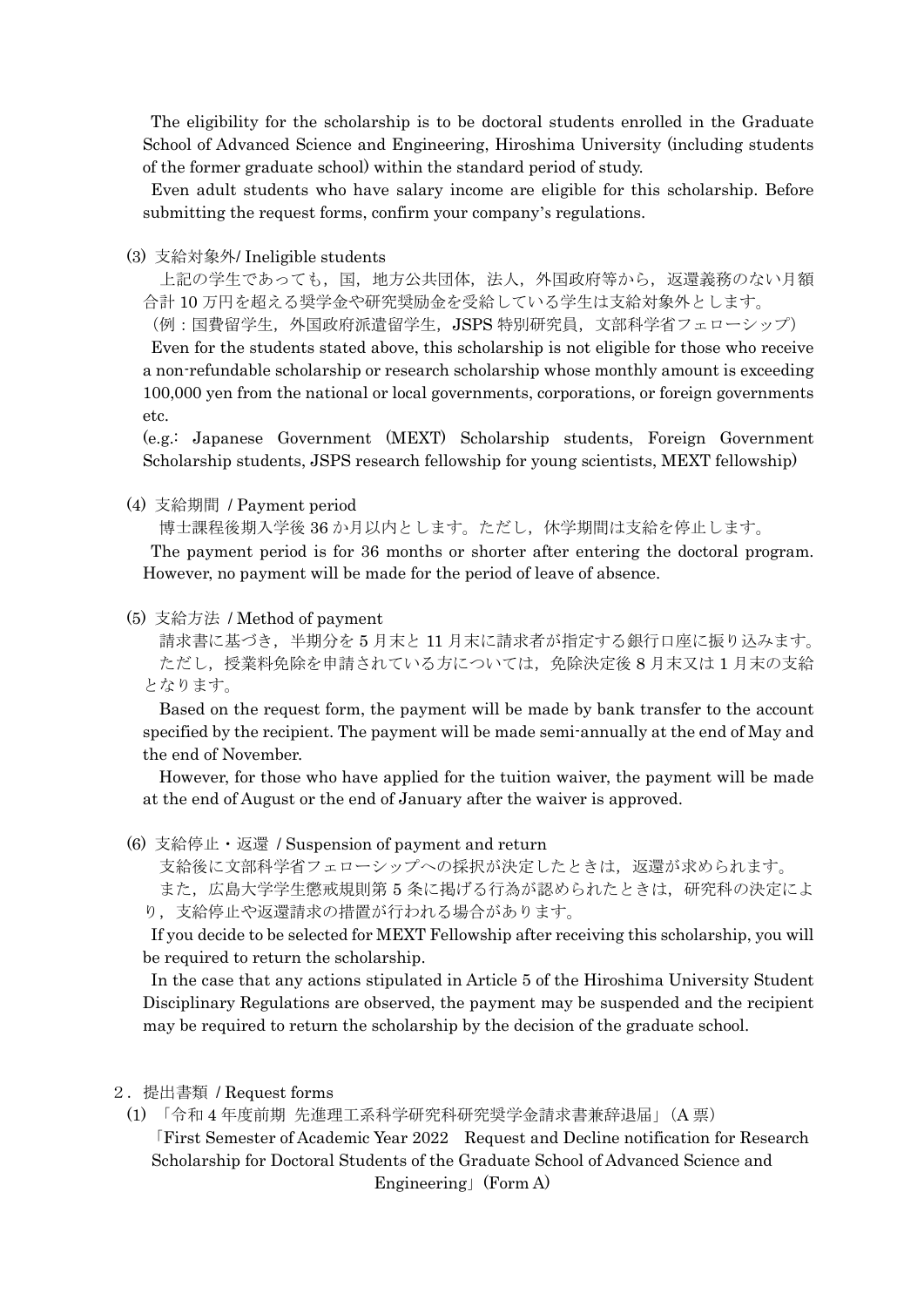The eligibility for the scholarship is to be doctoral students enrolled in the Graduate School of Advanced Science and Engineering, Hiroshima University (including students of the former graduate school) within the standard period of study.

Even adult students who have salary income are eligible for this scholarship. Before submitting the request forms, confirm your company's regulations.

(3) 支給対象外/ Ineligible students

上記の学生であっても，国，地方公共団体，法人，外国政府等から，返還義務のない月額合計 10 万円を超える奨学金や研究奨励金を受給している学生は支給対象外とします。

（例：国費留学生，外国政府派遣留学生，JSPS 特別研究員，文部科学省フェローシップ）

Even for the students stated above, this scholarship is not eligible for those who receive a non-refundable scholarship or research scholarship whose monthly amount is exceeding 100,000 yen from the national or local governments, corporations, or foreign governments etc.

(e.g.: Japanese Government (MEXT) Scholarship students, Foreign Government Scholarship students, JSPS research fellowship for young scientists, MEXT fellowship)

(4) 支給期間 / Payment period

博士課程後期入学後 36 か月以内とします。ただし，休学期間は支給を停止します。

The payment period is for 36 months or shorter after entering the doctoral program. However, no payment will be made for the period of leave of absence.

(5) 支給方法 / Method of payment

請求書に基づき，半期分を 5 月末と 11 月末に請求者が指定する銀行口座に振り込みます。

ただし，授業料免除を申請されている方については，免除決定後 8 月末又は 1 月末の支給となります。

Based on the request form, the payment will be made by bank transfer to the account specified by the recipient. The payment will be made semi-annually at the end of May and the end of November.

However, for those who have applied for the tuition waiver, the payment will be made at the end of August or the end of January after the waiver is approved.

(6) 支給停止・返還 / Suspension of payment and return

支給後に文部科学省フェローシップへの採択が決定したときは，返還が求められます。

また，広島大学学生懲戒規則第 5 条に掲げる行為が認められたときは，研究科の決定により，支給停止や返還請求の措置が行われる場合があります。

If you decide to be selected for MEXT Fellowship after receiving this scholarship, you will be required to return the scholarship.

In the case that any actions stipulated in Article 5 of the Hiroshima University Student Disciplinary Regulations are observed, the payment may be suspended and the recipient may be required to return the scholarship by the decision of the graduate school.

## ２．提出書類 / Request forms

(1) 「令和 4 年度前期 先進理工系科学研究科研究奨学金請求書兼辞退届」（A 票）

「First Semester of Academic Year 2022　Request and Decline notification for Research Scholarship for Doctoral Students of the Graduate School of Advanced Science and Engineering」(Form A)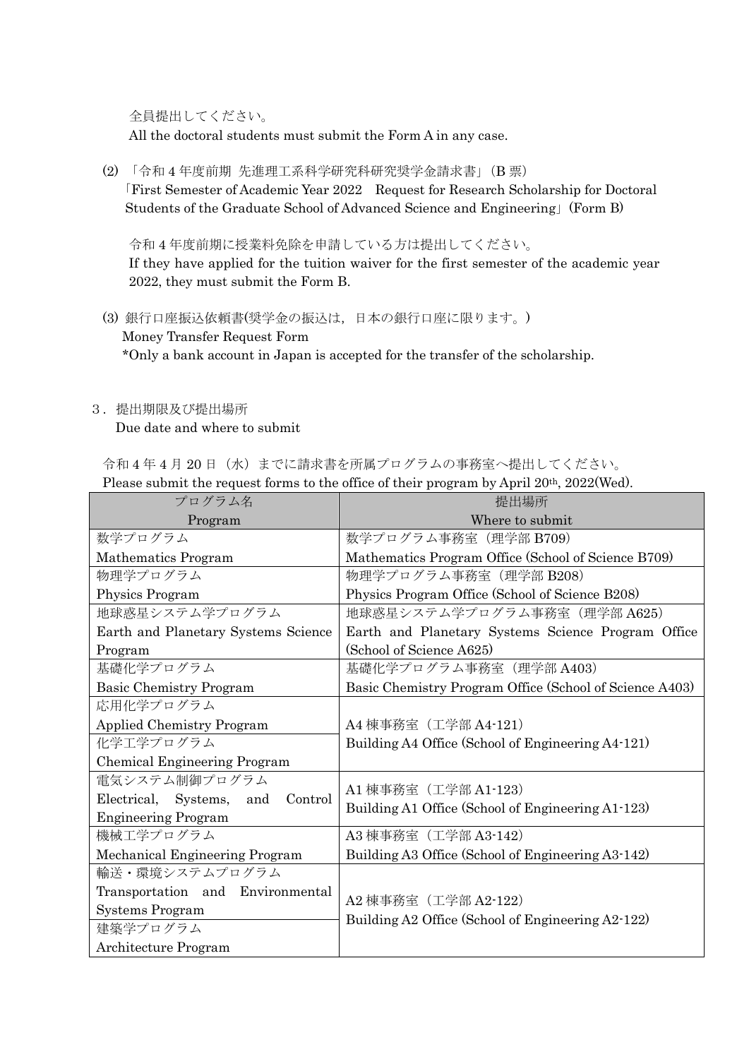全員提出してください。
All the doctoral students must submit the Form A in any case.

(2) 「令和 4 年度前期 先進理工系科学研究科研究奨学金請求書」(B 票)
「First Semester of Academic Year 2022 Request for Research Scholarship for Doctoral Students of the Graduate School of Advanced Science and Engineering」(Form B)

令和 4 年度前期に授業料免除を申請している方は提出してください。
If they have applied for the tuition waiver for the first semester of the academic year 2022, they must submit the Form B.

(3) 銀行口座振込依頼書(奨学金の振込は，日本の銀行口座に限ります。)
Money Transfer Request Form
*Only a bank account in Japan is accepted for the transfer of the scholarship.

## 3. 提出期限及び提出場所
Due date and where to submit

令和 4 年 4 月 20 日（水）までに請求書を所属プログラムの事務室へ提出してください。
Please submit the request forms to the office of their program by April 20th, 2022(Wed).

| プログラム名<br>Program | 提出場所<br>Where to submit |
|---|---|
| 数学プログラム<br>Mathematics Program | 数学プログラム事務室（理学部 B709）<br>Mathematics Program Office (School of Science B709) |
| 物理学プログラム<br>Physics Program | 物理学プログラム事務室（理学部 B208）<br>Physics Program Office (School of Science B208) |
| 地球惑星システム学プログラム<br>Earth and Planetary Systems Science Program | 地球惑星システム学プログラム事務室（理学部 A625）<br>Earth and Planetary Systems Science Program Office (School of Science A625) |
| 基礎化学プログラム<br>Basic Chemistry Program | 基礎化学プログラム事務室（理学部 A403）<br>Basic Chemistry Program Office (School of Science A403) |
| 応用化学プログラム<br>Applied Chemistry Program | A4 棟事務室（工学部 A4-121）<br>Building A4 Office (School of Engineering A4-121) |
| 化学工学プログラム<br>Chemical Engineering Program | |
| 電気システム制御プログラム<br>Electrical, Systems, and Control Engineering Program | A1 棟事務室（工学部 A1-123）<br>Building A1 Office (School of Engineering A1-123) |
| 機械工学プログラム<br>Mechanical Engineering Program | A3 棟事務室（工学部 A3-142）<br>Building A3 Office (School of Engineering A3-142) |
| 輸送・環境システムプログラム<br>Transportation and Environmental Systems Program | A2 棟事務室（工学部 A2-122）<br>Building A2 Office (School of Engineering A2-122) |
| 建築学プログラム<br>Architecture Program | |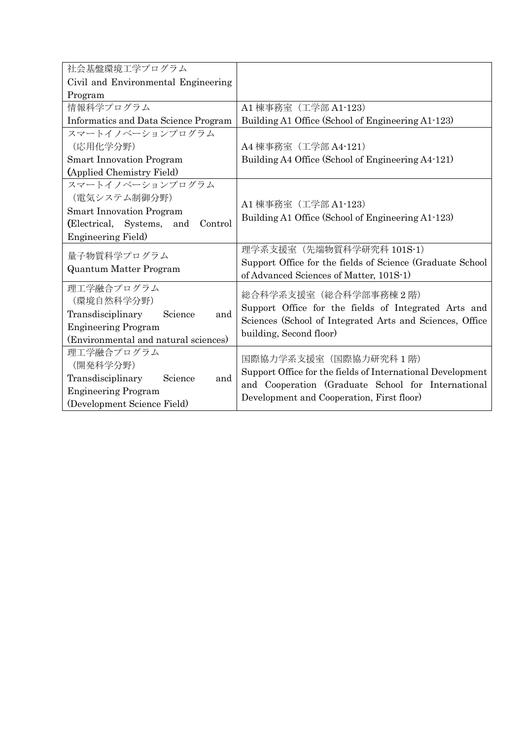| | |
|---|---|
| 社会基盤環境工学プログラム<br>Civil and Environmental Engineering Program | |
| 情報科学プログラム<br>Informatics and Data Science Program | A1 棟事務室（工学部 A1-123）<br>Building A1 Office (School of Engineering A1-123) |
| スマートイノベーションプログラム<br>（応用化学分野）<br>Smart Innovation Program<br>(Applied Chemistry Field) | A4 棟事務室（工学部 A4-121）<br>Building A4 Office (School of Engineering A4-121) |
| スマートイノベーションプログラム<br>（電気システム制御分野）<br>Smart Innovation Program<br>(Electrical, Systems, and Control Engineering Field) | A1 棟事務室（工学部 A1-123）<br>Building A1 Office (School of Engineering A1-123) |
| 量子物質科学プログラム<br>Quantum Matter Program | 理学系支援室（先端物質科学研究科 101S-1）<br>Support Office for the fields of Science (Graduate School of Advanced Sciences of Matter, 101S-1) |
| 理工学融合プログラム<br>（環境自然科学分野）<br>Transdisciplinary Science and Engineering Program<br>(Environmental and natural sciences) | 総合科学系支援室（総合科学部事務棟 2 階）<br>Support Office for the fields of Integrated Arts and Sciences (School of Integrated Arts and Sciences, Office building, Second floor) |
| 理工学融合プログラム<br>（開発科学分野）<br>Transdisciplinary Science and Engineering Program<br>(Development Science Field) | 国際協力学系支援室（国際協力研究科 1 階）<br>Support Office for the fields of International Development and Cooperation (Graduate School for International Development and Cooperation, First floor) |